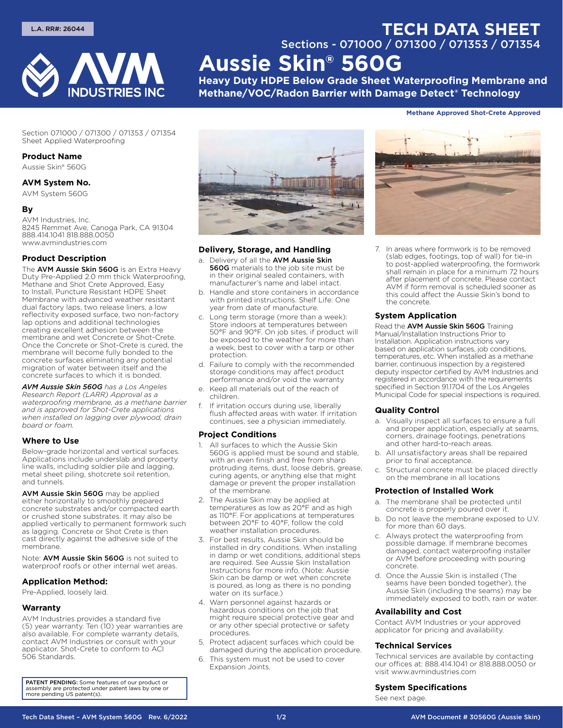L.A. RR#: 26044

# TECH DATA SHEET

Sections - 071000 / 071300 / 071353 / 071354

# Aussie Skin® 560G

**Heavy Duty HDPE Below Grade Sheet Waterproofing Membrane and Methane/VOC/Radon Barrier with Damage Detect® Technology**

**Methane Approved Shot-Crete Approved**

Section 071000 / 071300 / 071353 / 071354
Sheet Applied Waterproofing

### Product Name

Aussie Skin® 560G

### AVM System No.

AVM System 560G

### By

AVM Industries, Inc.
8245 Remmet Ave, Canoga Park, CA 91304
888.414.1041 818.888.0050
www.avmindustries.com

### Product Description

The **AVM Aussie Skin 560G** is an Extra Heavy Duty Pre-Applied 2.0 mm thick Waterproofing, Methane and Shot Crete Approved, Easy to Install, Puncture Resistant HDPE Sheet Membrane with advanced weather resistant dual factory laps, two release liners, a low reflectivity exposed surface, two non-factory lap options and additional technologies creating excellent adhesion between the membrane and wet Concrete or Shot-Crete. Once the Concrete or Shot-Crete is cured, the membrane will become fully bonded to the concrete surfaces eliminating any potential migration of water between itself and the concrete surfaces to which it is bonded.

***AVM Aussie Skin 560G** has a Los Angeles Research Report (LARR) Approval as a waterproofing membrane, as a methane barrier and is approved for Shot-Crete applications when installed on lagging over plywood, drain board or foam.*

### Where to Use

Below-grade horizontal and vertical surfaces. Applications include underslab and property line walls, including soldier pile and lagging, metal sheet piling, shotcrete soil retention, and tunnels.

**AVM Aussie Skin 560G** may be applied either horizontally to smoothly prepared concrete substrates and/or compacted earth or crushed stone substrates. It may also be applied vertically to permanent formwork such as lagging. Concrete or Shot Crete is then cast directly against the adhesive side of the membrane.

Note: **AVM Aussie Skin 560G** is not suited to waterproof roofs or other internal wet areas.

### Application Method:

Pre-Applied, loosely laid.

### Warranty

AVM Industries provides a standard five (5) year warranty. Ten (10) year warranties are also available. For complete warranty details, contact AVM Industries or consult with your applicator. Shot-Crete to conform to ACI 506 Standards.

**PATENT PENDING:** Some features of our product or assembly are protected under patent laws by one or more pending US patent(s).

### Delivery, Storage, and Handling

a. Delivery of all the **AVM Aussie Skin 560G** materials to the job site must be in their original sealed containers, with manufacturer's name and label intact.
b. Handle and store containers in accordance with printed instructions. Shelf Life: One year from date of manufacture.
c. Long term storage (more than a week): Store indoors at temperatures between 50°F and 90°F. On job sites, if product will be exposed to the weather for more than a week, best to cover with a tarp or other protection.
d. Failure to comply with the recommended storage conditions may affect product performance and/or void the warranty
e. Keep all materials out of the reach of children.
f. If irritation occurs during use, liberally flush affected areas with water. If irritation continues, see a physician immediately.

### Project Conditions

1. All surfaces to which the Aussie Skin 560G is applied must be sound and stable, with an even finish and free from sharp protruding items, dust, loose debris, grease, curing agents, or anything else that might damage or prevent the proper installation of the membrane.
2. The Aussie Skin may be applied at temperatures as low as 20°F and as high as 110°F. For applications at temperatures between 20°F to 40°F, follow the cold weather installation procedures.
3. For best results, Aussie Skin should be installed in dry conditions. When installing in damp or wet conditions, additional steps are required. See Aussie Skin Installation Instructions for more info. (Note: Aussie Skin can be damp or wet when concrete is poured, as long as there is no ponding water on its surface.)
4. Warn personnel against hazards or hazardous conditions on the job that might require special protective gear and or any other special protective or safety procedures.
5. Protect adjacent surfaces which could be damaged during the application procedure.
6. This system must not be used to cover Expansion Joints.
7. In areas where formwork is to be removed (slab edges, footings, top of wall) for tie-in to post-applied waterproofing, the formwork shall remain in place for a minimum 72 hours after placement of concrete. Please contact AVM if form removal is scheduled sooner as this could affect the Aussie Skin's bond to the concrete.

### System Application

Read the **AVM Aussie Skin 560G** Training Manual/Installation Instructions Prior to Installation. Application instructions vary based on application surfaces, job conditions, temperatures, etc. When installed as a methane barrier, continuous inspection by a registered deputy inspector certified by AVM Industries and registered in accordance with the requirements specified in Section 91.1704 of the Los Angeles Municipal Code for special inspections is required.

### Quality Control

a. Visually inspect all surfaces to ensure a full and proper application, especially at seams, corners, drainage footings, penetrations and other hard-to-reach areas.
b. All unsatisfactory areas shall be repaired prior to final acceptance.
c. Structural concrete must be placed directly on the membrane in all locations

### Protection of Installed Work

a. The membrane shall be protected until concrete is properly poured over it.
b. Do not leave the membrane exposed to U.V. for more than 60 days.
c. Always protect the waterproofing from possible damage. If membrane becomes damaged, contact waterproofing installer or AVM before proceeding with pouring concrete.
d. Once the Aussie Skin is installed (The seams have been bonded together), the Aussie Skin (including the seams) may be immediately exposed to both, rain or water.

### Availability and Cost

Contact AVM Industries or your approved applicator for pricing and availability.

### Technical Services

Technical services are available by contacting our offices at: 888.414.1041 or 818.888.0050 or visit www.avmindustries.com

### System Specifications

See next page.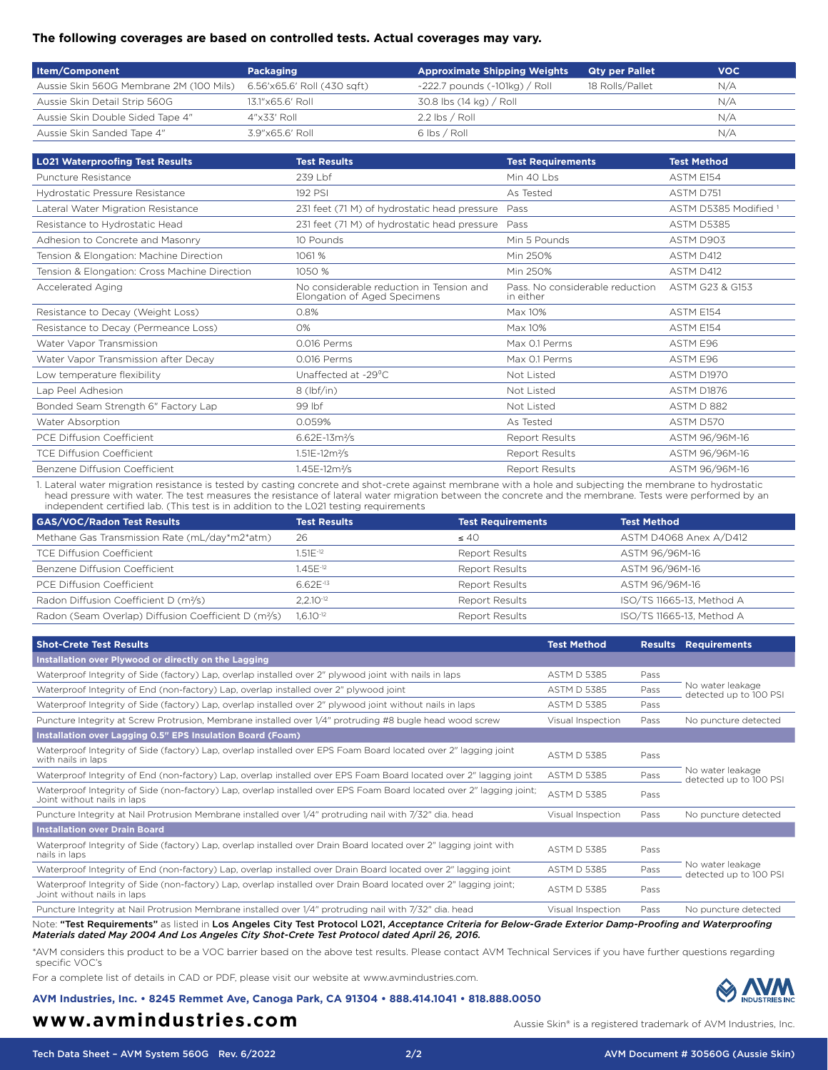**The following coverages are based on controlled tests. Actual coverages may vary.**

| Item/Component | Packaging | Approximate Shipping Weights | Qty per Pallet | VOC |
|---|---|---|---|---|
| Aussie Skin 560G Membrane 2M (100 Mils) | 6.56'x65.6' Roll (430 sqft) | ~222.7 pounds (~101kg) / Roll | 18 Rolls/Pallet | N/A |
| Aussie Skin Detail Strip 560G | 13.1"x65.6' Roll | 30.8 lbs (14 kg) / Roll | | N/A |
| Aussie Skin Double Sided Tape 4" | 4"x33' Roll | 2.2 lbs / Roll | | N/A |
| Aussie Skin Sanded Tape 4" | 3.9"x65.6' Roll | 6 lbs / Roll | | N/A |

| L021 Waterproofing Test Results | Test Results | Test Requirements | Test Method |
|---|---|---|---|
| Puncture Resistance | 239 Lbf | Min 40 Lbs | ASTM E154 |
| Hydrostatic Pressure Resistance | 192 PSI | As Tested | ASTM D751 |
| Lateral Water Migration Resistance | 231 feet (71 M) of hydrostatic head pressure | Pass | ASTM D5385 Modified [1] |
| Resistance to Hydrostatic Head | 231 feet (71 M) of hydrostatic head pressure | Pass | ASTM D5385 |
| Adhesion to Concrete and Masonry | 10 Pounds | Min 5 Pounds | ASTM D903 |
| Tension & Elongation: Machine Direction | 1061 % | Min 250% | ASTM D412 |
| Tension & Elongation: Cross Machine Direction | 1050 % | Min 250% | ASTM D412 |
| Accelerated Aging | No considerable reduction in Tension and Elongation of Aged Specimens | Pass. No considerable reduction in either | ASTM G23 & G153 |
| Resistance to Decay (Weight Loss) | 0.8% | Max 10% | ASTM E154 |
| Resistance to Decay (Permeance Loss) | 0% | Max 10% | ASTM E154 |
| Water Vapor Transmission | 0.016 Perms | Max 0.1 Perms | ASTM E96 |
| Water Vapor Transmission after Decay | 0.016 Perms | Max 0.1 Perms | ASTM E96 |
| Low temperature flexibility | Unaffected at -29°C | Not Listed | ASTM D1970 |
| Lap Peel Adhesion | 8 (lbf/in) | Not Listed | ASTM D1876 |
| Bonded Seam Strength 6" Factory Lap | 99 lbf | Not Listed | ASTM D 882 |
| Water Absorption | 0.059% | As Tested | ASTM D570 |
| PCE Diffusion Coefficient | 6.62E-13m²/s | Report Results | ASTM 96/96M-16 |
| TCE Diffusion Coefficient | 1.51E-12m²/s | Report Results | ASTM 96/96M-16 |
| Benzene Diffusion Coefficient | 1.45E-12m²/s | Report Results | ASTM 96/96M-16 |

1. Lateral water migration resistance is tested by casting concrete and shot-crete against membrane with a hole and subjecting the membrane to hydrostatic head pressure with water. The test measures the resistance of lateral water migration between the concrete and the membrane. Tests were performed by an independent certified lab. (This test is in addition to the LO21 testing requirements

| GAS/VOC/Radon Test Results | Test Results | Test Requirements | Test Method |
|---|---|---|---|
| Methane Gas Transmission Rate (mL/day*m2*atm) | 26 | ≤ 40 | ASTM D4068 Anex A/D412 |
| TCE Diffusion Coefficient | $1.51E^{-12}$ | Report Results | ASTM 96/96M-16 |
| Benzene Diffusion Coefficient | $1.45E^{-12}$ | Report Results | ASTM 96/96M-16 |
| PCE Diffusion Coefficient | $6.62E^{-13}$ | Report Results | ASTM 96/96M-16 |
| Radon Diffusion Coefficient D (m²/s) | $2{,}2.10^{-12}$ | Report Results | ISO/TS 11665-13, Method A |
| Radon (Seam Overlap) Diffusion Coefficient D (m²/s) | $1{,}6.10^{-12}$ | Report Results | ISO/TS 11665-13, Method A |

| Shot-Crete Test Results | Test Method | Results | Requirements |
|---|---|---|---|
| **Installation over Plywood or directly on the Lagging** | | | |
| Waterproof Integrity of Side (factory) Lap, overlap installed over 2" plywood joint with nails in laps | ASTM D 5385 | Pass | No water leakage detected up to 100 PSI |
| Waterproof Integrity of End (non-factory) Lap, overlap installed over 2" plywood joint | ASTM D 5385 | Pass | No water leakage detected up to 100 PSI |
| Waterproof Integrity of Side (factory) Lap, overlap installed over 2" plywood joint without nails in laps | ASTM D 5385 | Pass | No water leakage detected up to 100 PSI |
| Puncture Integrity at Screw Protrusion, Membrane installed over 1/4" protruding #8 bugle head wood screw | Visual Inspection | Pass | No puncture detected |
| **Installation over Lagging 0.5" EPS Insulation Board (Foam)** | | | |
| Waterproof Integrity of Side (factory) Lap, overlap installed over EPS Foam Board located over 2" lagging joint with nails in laps | ASTM D 5385 | Pass | No water leakage detected up to 100 PSI |
| Waterproof Integrity of End (non-factory) Lap, overlap installed over EPS Foam Board located over 2" lagging joint | ASTM D 5385 | Pass | No water leakage detected up to 100 PSI |
| Waterproof Integrity of Side (non-factory) Lap, overlap installed over EPS Foam Board located over 2" lagging joint; Joint without nails in laps | ASTM D 5385 | Pass | No water leakage detected up to 100 PSI |
| Puncture Integrity at Nail Protrusion Membrane installed over 1/4" protruding nail with 7/32" dia. head | Visual Inspection | Pass | No puncture detected |
| **Installation over Drain Board** | | | |
| Waterproof Integrity of Side (factory) Lap, overlap installed over Drain Board located over 2" lagging joint with nails in laps | ASTM D 5385 | Pass | No water leakage detected up to 100 PSI |
| Waterproof Integrity of End (non-factory) Lap, overlap installed over Drain Board located over 2" lagging joint | ASTM D 5385 | Pass | No water leakage detected up to 100 PSI |
| Waterproof Integrity of Side (non-factory) Lap, overlap installed over Drain Board located over 2" lagging joint; Joint without nails in laps | ASTM D 5385 | Pass | No water leakage detected up to 100 PSI |
| Puncture Integrity at Nail Protrusion Membrane installed over 1/4" protruding nail with 7/32" dia. head | Visual Inspection | Pass | No puncture detected |

Note: **"Test Requirements"** as listed in **Los Angeles City Test Protocol L021,** ***Acceptance Criteria for Below-Grade Exterior Damp-Proofing and Waterproofing Materials dated May 2004 And Los Angeles City Shot-Crete Test Protocol dated April 26, 2016.***

*AVM considers this product to be a VOC barrier based on the above test results. Please contact AVM Technical Services if you have further questions regarding specific VOC's

For a complete list of details in CAD or PDF, please visit our website at www.avmindustries.com.

**AVM Industries, Inc. • 8245 Remmet Ave, Canoga Park, CA 91304 • 888.414.1041 • 818.888.0050**

## www.avmindustries.com

Aussie Skin® is a registered trademark of AVM Industries, Inc.

Tech Data Sheet – AVM System 560G Rev. 6/2022 — AVM Document # 30560G (Aussie Skin)